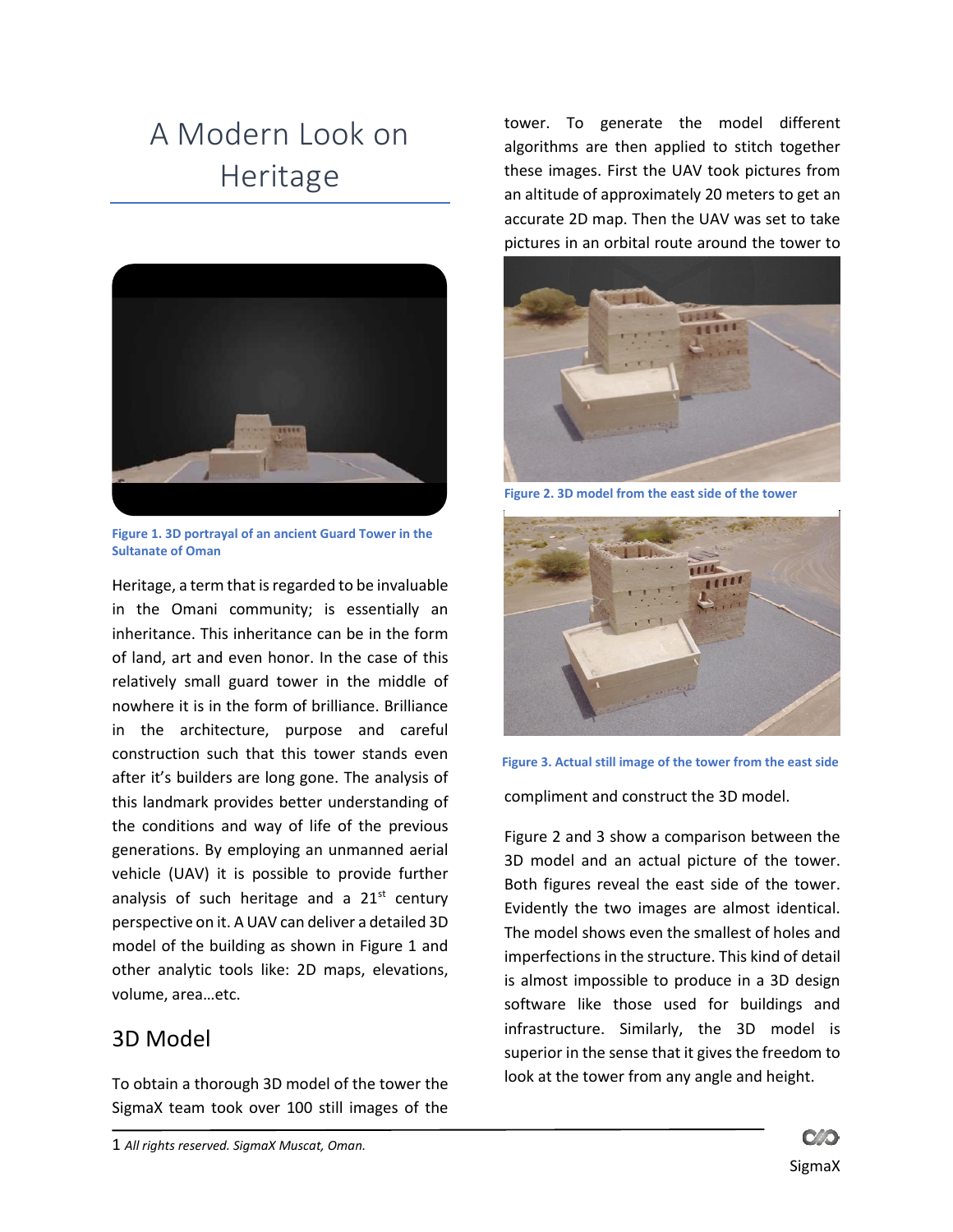# A Modern Look on Heritage

Figure 1. 3D portrayal of an ancient Guard Tower in the Sultanate of Oman

Heritage, a term that is regarded to be invaluable in the Omani community; is essentially an inheritance. This inheritance can be in the form of land, art and even honor. In the case of this relatively small guard tower in the middle of nowhere it is in the form of brilliance. Brilliance in the architecture, purpose and careful construction such that this tower stands even after it's builders are long gone. The analysis of this landmark provides better understanding of the conditions and way of life of the previous generations. By employing an unmanned aerial vehicle (UAV) it is possible to provide further analysis of such heritage and a 21st century perspective on it. A UAV can deliver a detailed 3D model of the building as shown in Figure 1 and other analytic tools like: 2D maps, elevations, volume, area…etc.

## 3D Model

To obtain a thorough 3D model of the tower the SigmaX team took over 100 still images of the tower. To generate the model different algorithms are then applied to stitch together these images. First the UAV took pictures from an altitude of approximately 20 meters to get an accurate 2D map. Then the UAV was set to take pictures in an orbital route around the tower to compliment and construct the 3D model.

Figure 2. 3D model from the east side of the tower

Figure 3. Actual still image of the tower from the east side

Figure 2 and 3 show a comparison between the 3D model and an actual picture of the tower. Both figures reveal the east side of the tower. Evidently the two images are almost identical. The model shows even the smallest of holes and imperfections in the structure. This kind of detail is almost impossible to produce in a 3D design software like those used for buildings and infrastructure. Similarly, the 3D model is superior in the sense that it gives the freedom to look at the tower from any angle and height.

1 *All rights reserved. SigmaX Muscat, Oman.*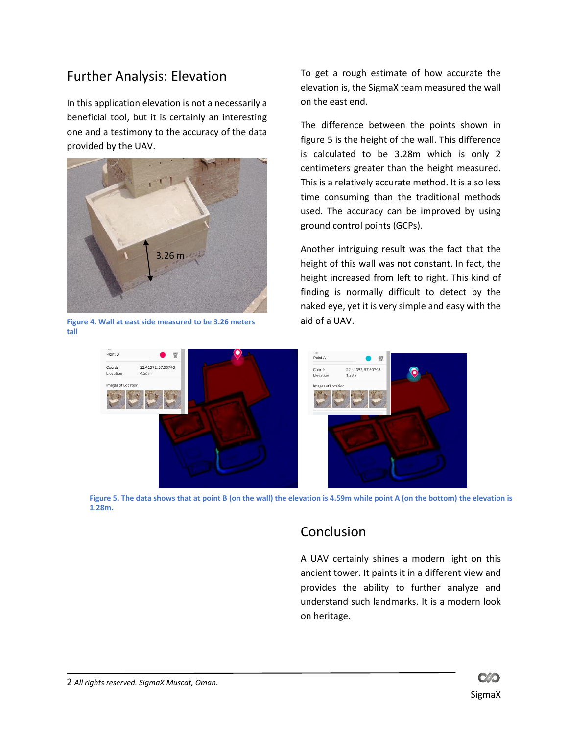## Further Analysis: Elevation

In this application elevation is not a necessarily a beneficial tool, but it is certainly an interesting one and a testimony to the accuracy of the data provided by the UAV.

Figure 4. Wall at east side measured to be 3.26 meters tall

To get a rough estimate of how accurate the elevation is, the SigmaX team measured the wall on the east end.

The difference between the points shown in figure 5 is the height of the wall. This difference is calculated to be 3.28m which is only 2 centimeters greater than the height measured. This is a relatively accurate method. It is also less time consuming than the traditional methods used. The accuracy can be improved by using ground control points (GCPs).

Another intriguing result was the fact that the height of this wall was not constant. In fact, the height increased from left to right. This kind of finding is normally difficult to detect by the naked eye, yet it is very simple and easy with the aid of a UAV.

Figure 5. The data shows that at point B (on the wall) the elevation is 4.59m while point A (on the bottom) the elevation is 1.28m.

## Conclusion

A UAV certainly shines a modern light on this ancient tower. It paints it in a different view and provides the ability to further analyze and understand such landmarks. It is a modern look on heritage.